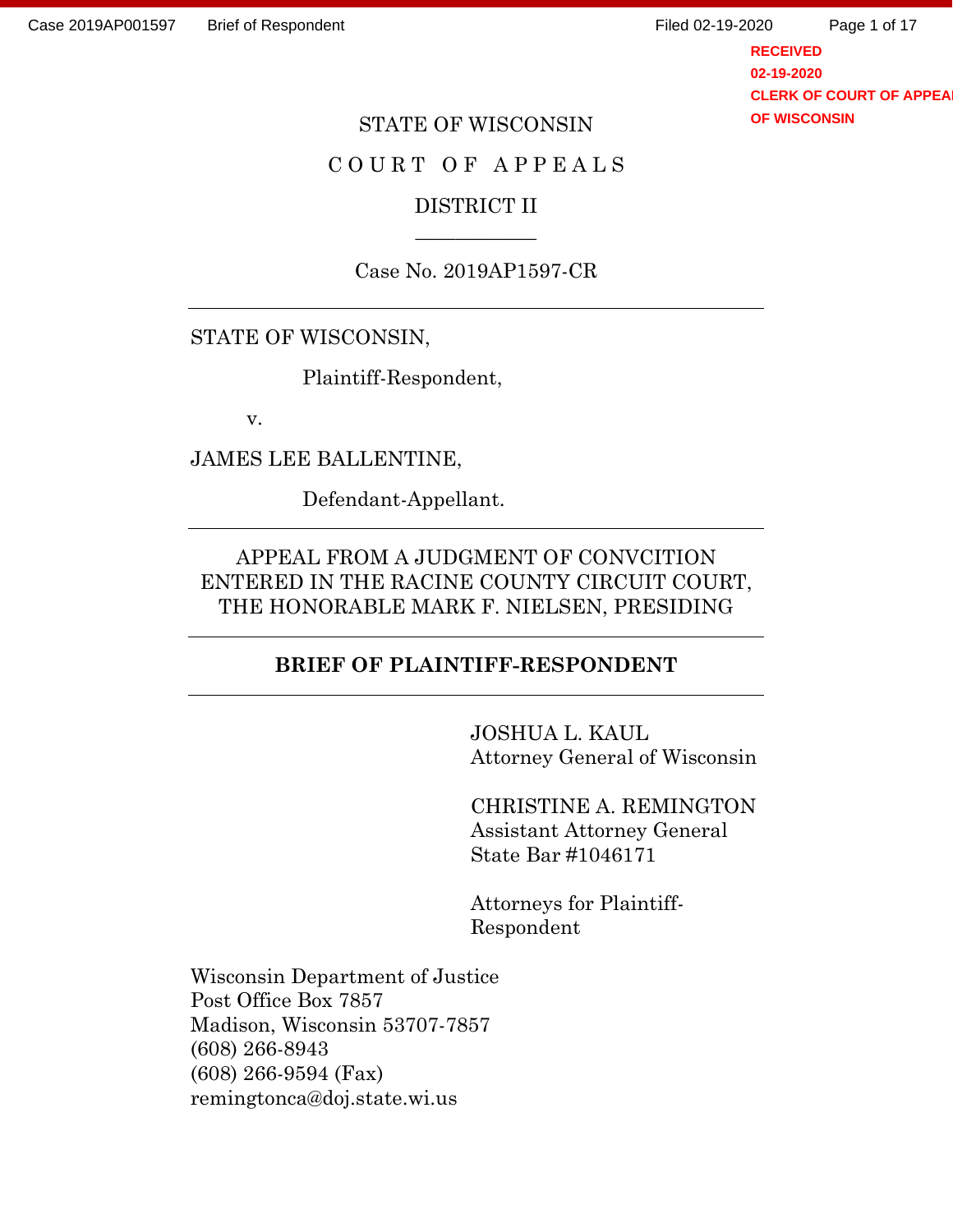STATE OF WISCONSIN

COURT OF APPEALS

DISTRICT II

---

Case No. 2019AP1597-CR

---

STATE OF WISCONSIN,

Plaintiff-Respondent,

v.

JAMES LEE BALLENTINE,

Defendant-Appellant.

---

APPEAL FROM A JUDGMENT OF CONVCITION ENTERED IN THE RACINE COUNTY CIRCUIT COURT, THE HONORABLE MARK F. NIELSEN, PRESIDING

---

**BRIEF OF PLAINTIFF-RESPONDENT**

---

JOSHUA L. KAUL
Attorney General of Wisconsin

CHRISTINE A. REMINGTON
Assistant Attorney General
State Bar #1046171

Attorneys for Plaintiff-Respondent

Wisconsin Department of Justice
Post Office Box 7857
Madison, Wisconsin 53707-7857
(608) 266-8943
(608) 266-9594 (Fax)
remingtonca@doj.state.wi.us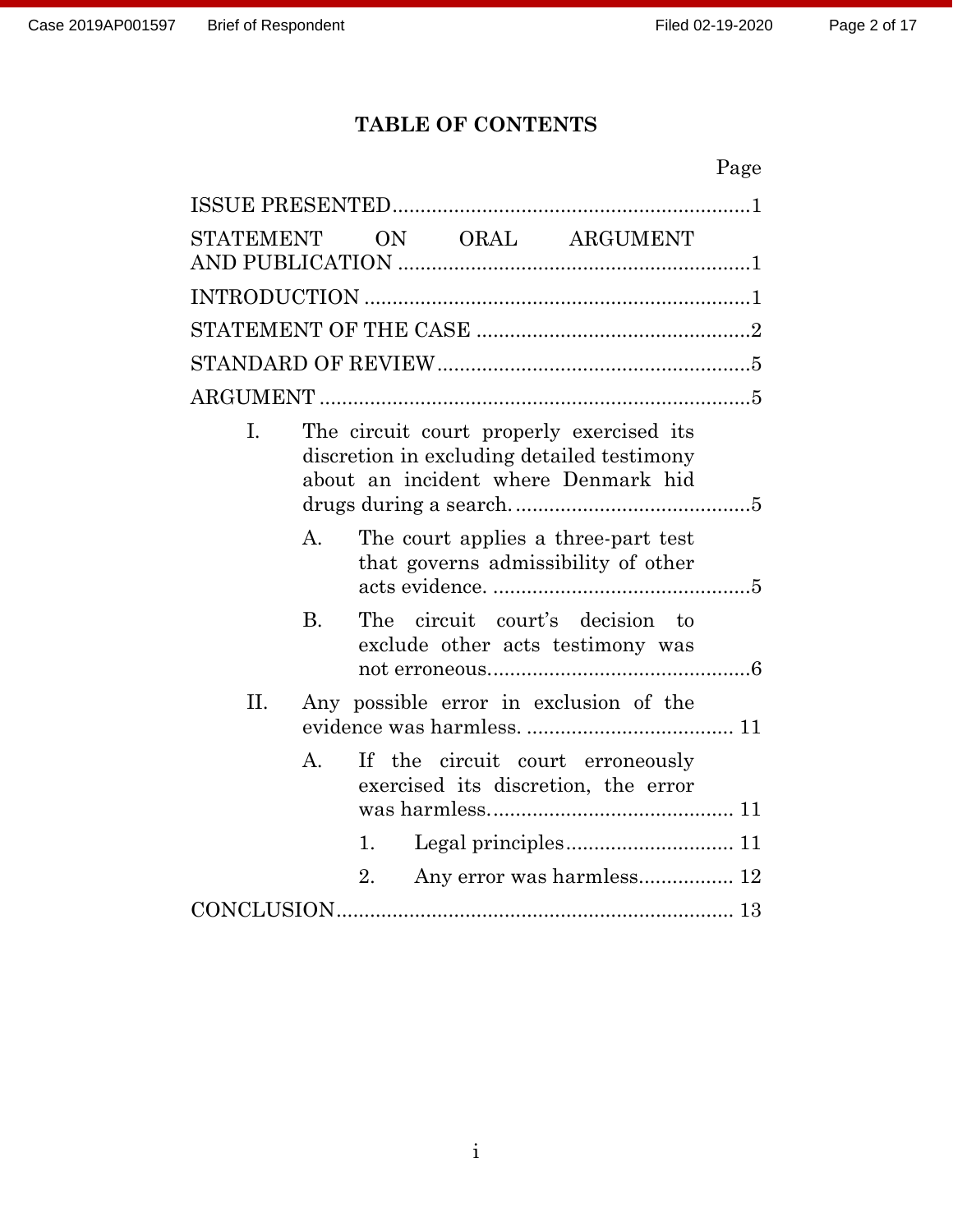# TABLE OF CONTENTS

Page

ISSUE PRESENTED ................................................................1

STATEMENT ON ORAL ARGUMENT AND PUBLICATION ................................................................1

INTRODUCTION ................................................................1

STATEMENT OF THE CASE ................................................2

STANDARD OF REVIEW ................................................5

ARGUMENT ................................................................5

- I. The circuit court properly exercised its discretion in excluding detailed testimony about an incident where Denmark hid drugs during a search. ..........................................5
  - A. The court applies a three-part test that governs admissibility of other acts evidence. ..........................................5
  - B. The circuit court's decision to exclude other acts testimony was not erroneous. ..........................................6
- II. Any possible error in exclusion of the evidence was harmless. ..................................... 11
  - A. If the circuit court erroneously exercised its discretion, the error was harmless. ........................................... 11
    - 1. Legal principles .............................. 11
    - 2. Any error was harmless................. 12

CONCLUSION ................................................................ 13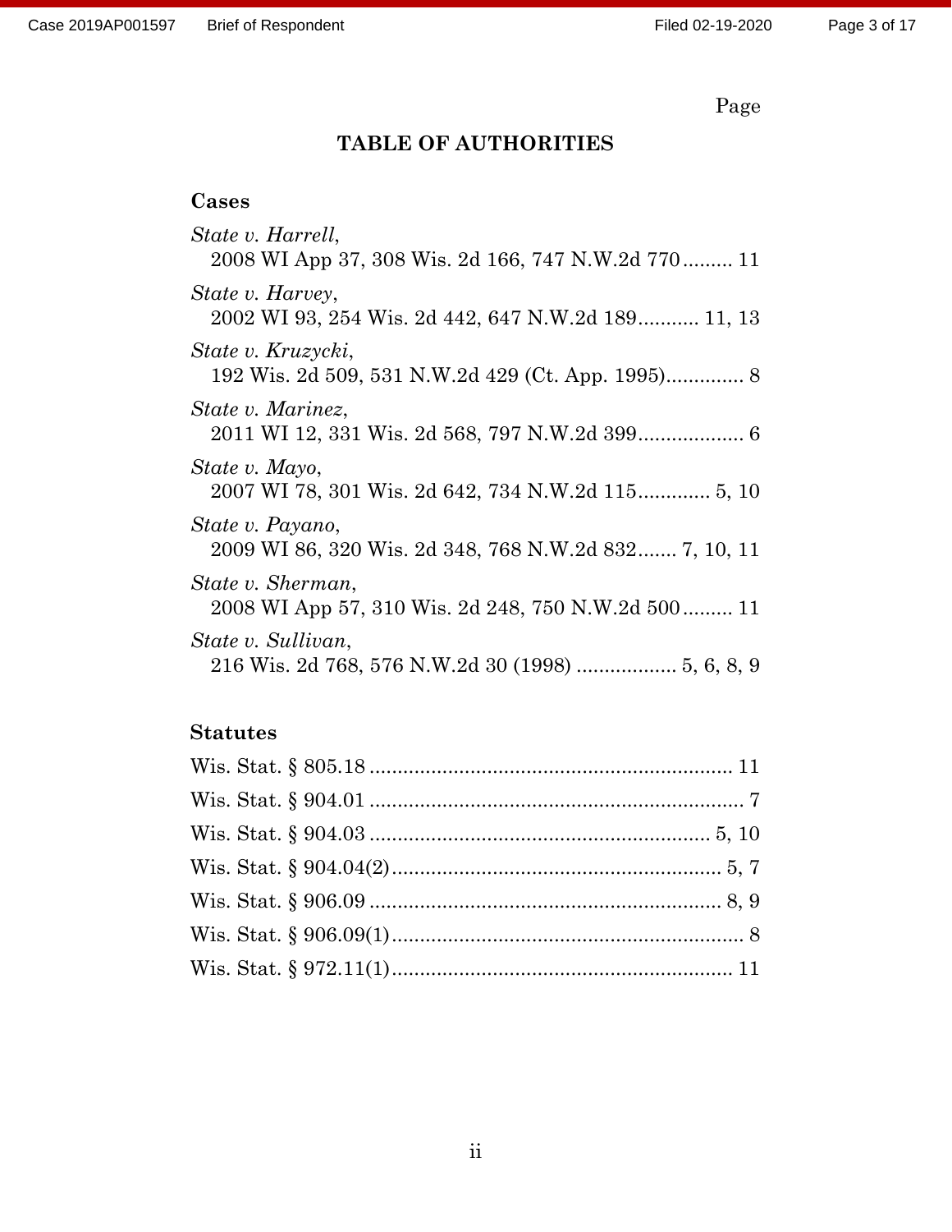Page

# TABLE OF AUTHORITIES

## Cases

*State v. Harrell*,
 2008 WI App 37, 308 Wis. 2d 166, 747 N.W.2d 770 ......... 11

*State v. Harvey*,
 2002 WI 93, 254 Wis. 2d 442, 647 N.W.2d 189........... 11, 13

*State v. Kruzycki*,
 192 Wis. 2d 509, 531 N.W.2d 429 (Ct. App. 1995).............. 8

*State v. Marinez*,
 2011 WI 12, 331 Wis. 2d 568, 797 N.W.2d 399................... 6

*State v. Mayo*,
 2007 WI 78, 301 Wis. 2d 642, 734 N.W.2d 115............. 5, 10

*State v. Payano*,
 2009 WI 86, 320 Wis. 2d 348, 768 N.W.2d 832....... 7, 10, 11

*State v. Sherman*,
 2008 WI App 57, 310 Wis. 2d 248, 750 N.W.2d 500 ......... 11

*State v. Sullivan*,
 216 Wis. 2d 768, 576 N.W.2d 30 (1998) .................. 5, 6, 8, 9

## Statutes

Wis. Stat. § 805.18 ................................................................. 11

Wis. Stat. § 904.01 ................................................................... 7

Wis. Stat. § 904.03 ............................................................. 5, 10

Wis. Stat. § 904.04(2)........................................................... 5, 7

Wis. Stat. § 906.09 ............................................................... 8, 9

Wis. Stat. § 906.09(1)............................................................... 8

Wis. Stat. § 972.11(1)............................................................. 11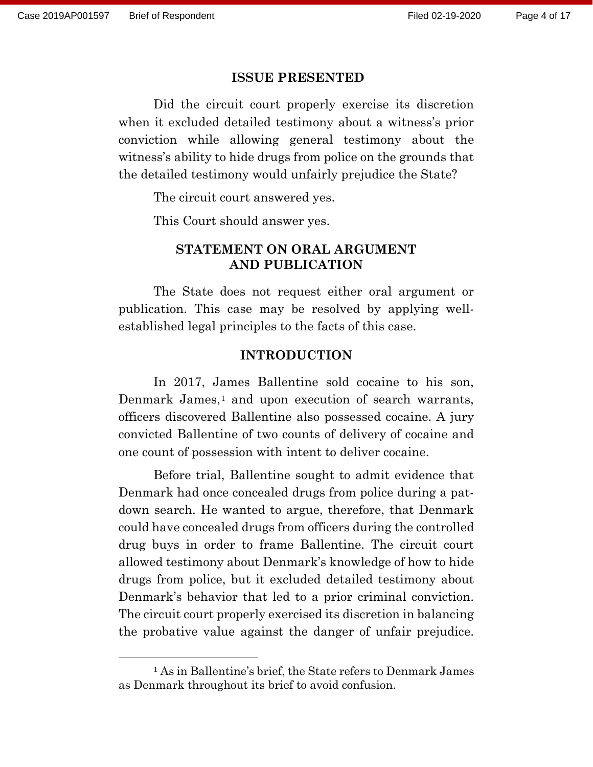## ISSUE PRESENTED

Did the circuit court properly exercise its discretion when it excluded detailed testimony about a witness's prior conviction while allowing general testimony about the witness's ability to hide drugs from police on the grounds that the detailed testimony would unfairly prejudice the State?

The circuit court answered yes.

This Court should answer yes.

## STATEMENT ON ORAL ARGUMENT AND PUBLICATION

The State does not request either oral argument or publication. This case may be resolved by applying well-established legal principles to the facts of this case.

## INTRODUCTION

In 2017, James Ballentine sold cocaine to his son, Denmark James,[1] and upon execution of search warrants, officers discovered Ballentine also possessed cocaine. A jury convicted Ballentine of two counts of delivery of cocaine and one count of possession with intent to deliver cocaine.

Before trial, Ballentine sought to admit evidence that Denmark had once concealed drugs from police during a pat-down search. He wanted to argue, therefore, that Denmark could have concealed drugs from officers during the controlled drug buys in order to frame Ballentine. The circuit court allowed testimony about Denmark's knowledge of how to hide drugs from police, but it excluded detailed testimony about Denmark's behavior that led to a prior criminal conviction. The circuit court properly exercised its discretion in balancing the probative value against the danger of unfair prejudice.

[1] As in Ballentine's brief, the State refers to Denmark James as Denmark throughout its brief to avoid confusion.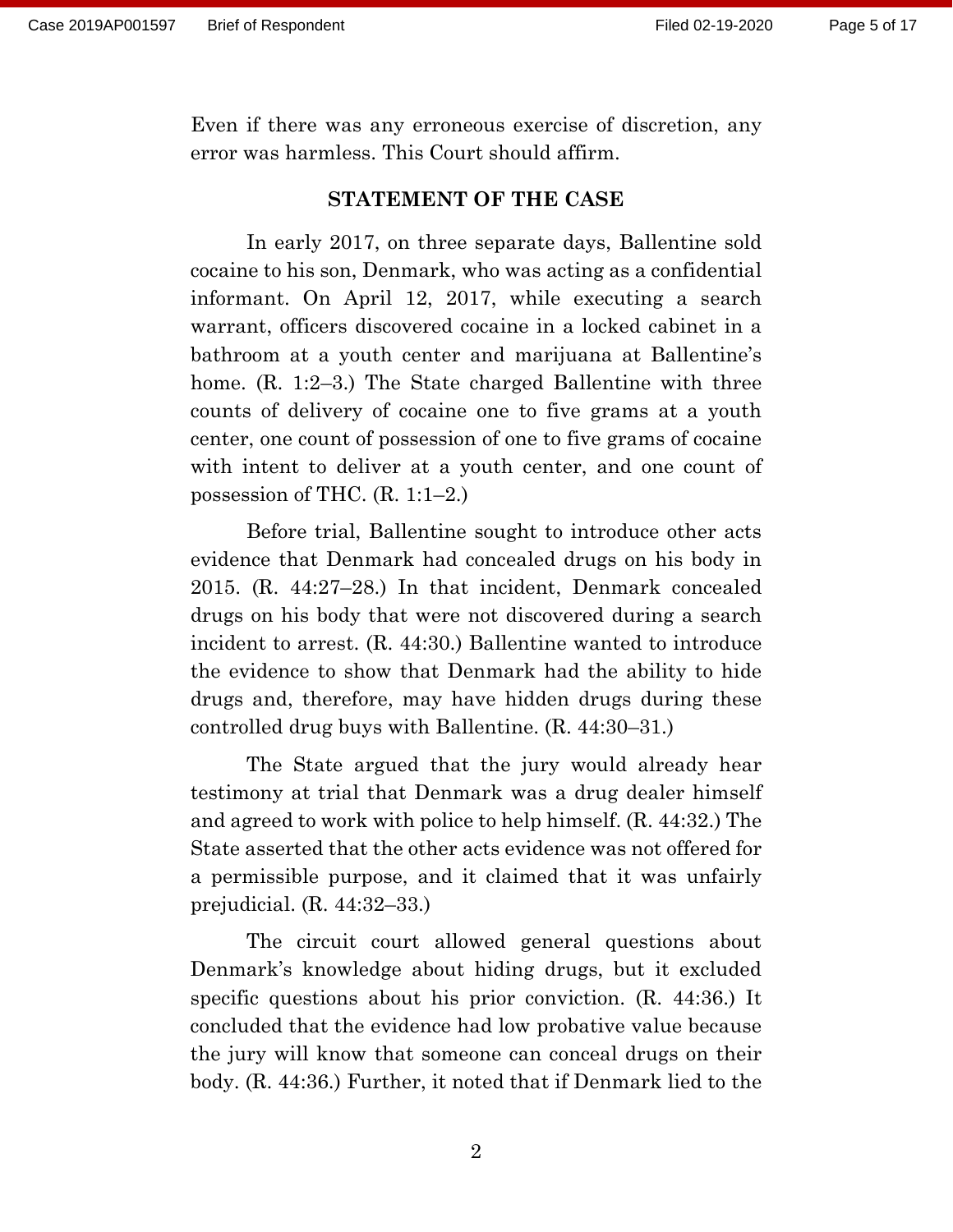Even if there was any erroneous exercise of discretion, any error was harmless. This Court should affirm.

## STATEMENT OF THE CASE

In early 2017, on three separate days, Ballentine sold cocaine to his son, Denmark, who was acting as a confidential informant. On April 12, 2017, while executing a search warrant, officers discovered cocaine in a locked cabinet in a bathroom at a youth center and marijuana at Ballentine's home. (R. 1:2–3.) The State charged Ballentine with three counts of delivery of cocaine one to five grams at a youth center, one count of possession of one to five grams of cocaine with intent to deliver at a youth center, and one count of possession of THC. (R. 1:1–2.)

Before trial, Ballentine sought to introduce other acts evidence that Denmark had concealed drugs on his body in 2015. (R. 44:27–28.) In that incident, Denmark concealed drugs on his body that were not discovered during a search incident to arrest. (R. 44:30.) Ballentine wanted to introduce the evidence to show that Denmark had the ability to hide drugs and, therefore, may have hidden drugs during these controlled drug buys with Ballentine. (R. 44:30–31.)

The State argued that the jury would already hear testimony at trial that Denmark was a drug dealer himself and agreed to work with police to help himself. (R. 44:32.) The State asserted that the other acts evidence was not offered for a permissible purpose, and it claimed that it was unfairly prejudicial. (R. 44:32–33.)

The circuit court allowed general questions about Denmark's knowledge about hiding drugs, but it excluded specific questions about his prior conviction. (R. 44:36.) It concluded that the evidence had low probative value because the jury will know that someone can conceal drugs on their body. (R. 44:36.) Further, it noted that if Denmark lied to the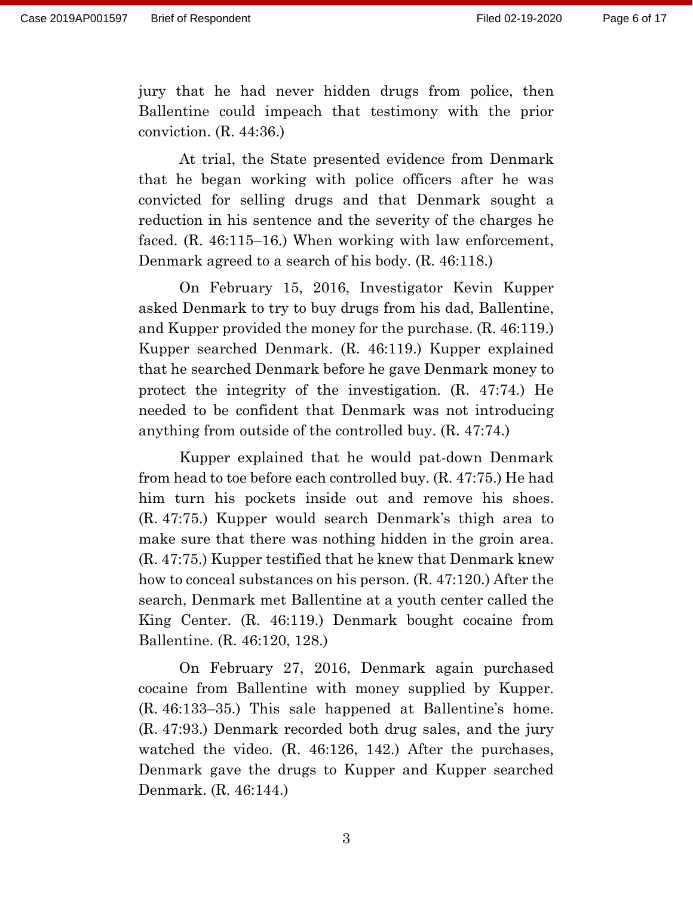jury that he had never hidden drugs from police, then Ballentine could impeach that testimony with the prior conviction. (R. 44:36.)

At trial, the State presented evidence from Denmark that he began working with police officers after he was convicted for selling drugs and that Denmark sought a reduction in his sentence and the severity of the charges he faced. (R. 46:115–16.) When working with law enforcement, Denmark agreed to a search of his body. (R. 46:118.)

On February 15, 2016, Investigator Kevin Kupper asked Denmark to try to buy drugs from his dad, Ballentine, and Kupper provided the money for the purchase. (R. 46:119.) Kupper searched Denmark. (R. 46:119.) Kupper explained that he searched Denmark before he gave Denmark money to protect the integrity of the investigation. (R. 47:74.) He needed to be confident that Denmark was not introducing anything from outside of the controlled buy. (R. 47:74.)

Kupper explained that he would pat-down Denmark from head to toe before each controlled buy. (R. 47:75.) He had him turn his pockets inside out and remove his shoes. (R. 47:75.) Kupper would search Denmark's thigh area to make sure that there was nothing hidden in the groin area. (R. 47:75.) Kupper testified that he knew that Denmark knew how to conceal substances on his person. (R. 47:120.) After the search, Denmark met Ballentine at a youth center called the King Center. (R. 46:119.) Denmark bought cocaine from Ballentine. (R. 46:120, 128.)

On February 27, 2016, Denmark again purchased cocaine from Ballentine with money supplied by Kupper. (R. 46:133–35.) This sale happened at Ballentine's home. (R. 47:93.) Denmark recorded both drug sales, and the jury watched the video. (R. 46:126, 142.) After the purchases, Denmark gave the drugs to Kupper and Kupper searched Denmark. (R. 46:144.)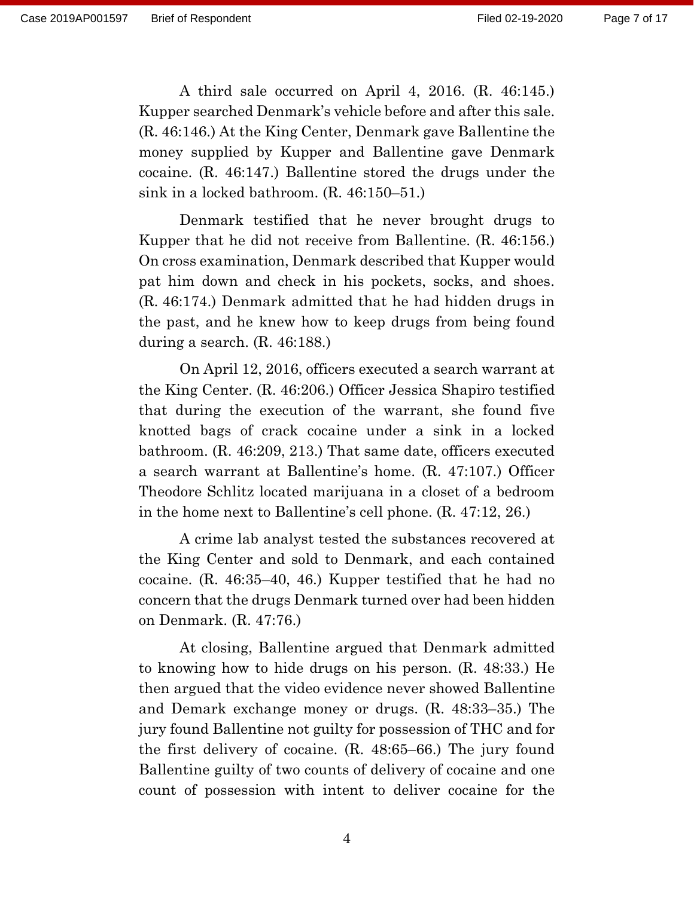A third sale occurred on April 4, 2016. (R. 46:145.) Kupper searched Denmark's vehicle before and after this sale. (R. 46:146.) At the King Center, Denmark gave Ballentine the money supplied by Kupper and Ballentine gave Denmark cocaine. (R. 46:147.) Ballentine stored the drugs under the sink in a locked bathroom. (R. 46:150–51.)

Denmark testified that he never brought drugs to Kupper that he did not receive from Ballentine. (R. 46:156.) On cross examination, Denmark described that Kupper would pat him down and check in his pockets, socks, and shoes. (R. 46:174.) Denmark admitted that he had hidden drugs in the past, and he knew how to keep drugs from being found during a search. (R. 46:188.)

On April 12, 2016, officers executed a search warrant at the King Center. (R. 46:206.) Officer Jessica Shapiro testified that during the execution of the warrant, she found five knotted bags of crack cocaine under a sink in a locked bathroom. (R. 46:209, 213.) That same date, officers executed a search warrant at Ballentine's home. (R. 47:107.) Officer Theodore Schlitz located marijuana in a closet of a bedroom in the home next to Ballentine's cell phone. (R. 47:12, 26.)

A crime lab analyst tested the substances recovered at the King Center and sold to Denmark, and each contained cocaine. (R. 46:35–40, 46.) Kupper testified that he had no concern that the drugs Denmark turned over had been hidden on Denmark. (R. 47:76.)

At closing, Ballentine argued that Denmark admitted to knowing how to hide drugs on his person. (R. 48:33.) He then argued that the video evidence never showed Ballentine and Demark exchange money or drugs. (R. 48:33–35.) The jury found Ballentine not guilty for possession of THC and for the first delivery of cocaine. (R. 48:65–66.) The jury found Ballentine guilty of two counts of delivery of cocaine and one count of possession with intent to deliver cocaine for the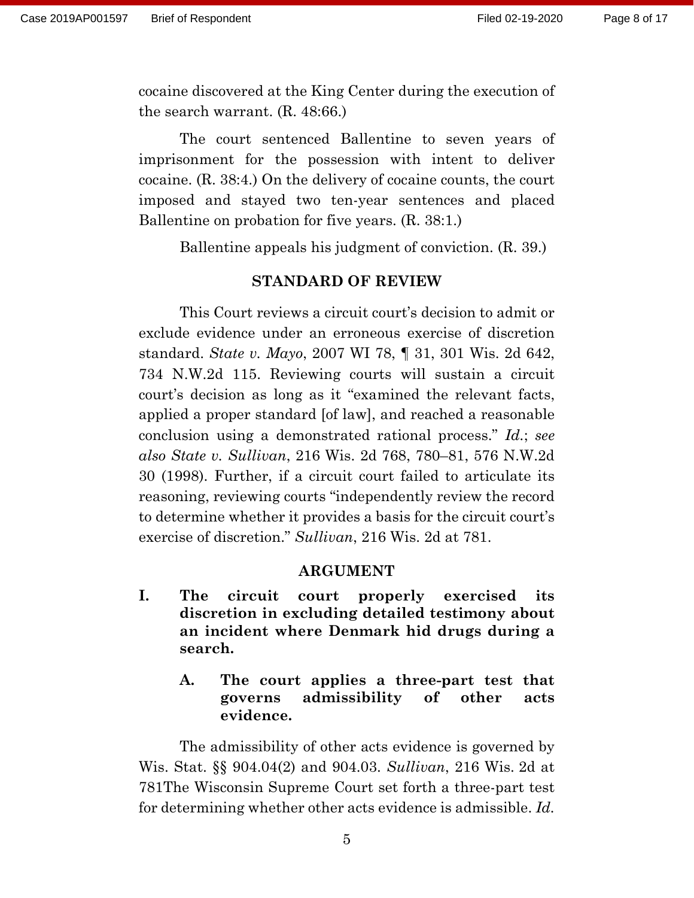cocaine discovered at the King Center during the execution of the search warrant. (R. 48:66.)

The court sentenced Ballentine to seven years of imprisonment for the possession with intent to deliver cocaine. (R. 38:4.) On the delivery of cocaine counts, the court imposed and stayed two ten-year sentences and placed Ballentine on probation for five years. (R. 38:1.)

Ballentine appeals his judgment of conviction. (R. 39.)

## STANDARD OF REVIEW

This Court reviews a circuit court's decision to admit or exclude evidence under an erroneous exercise of discretion standard. *State v. Mayo*, 2007 WI 78, ¶ 31, 301 Wis. 2d 642, 734 N.W.2d 115. Reviewing courts will sustain a circuit court's decision as long as it "examined the relevant facts, applied a proper standard [of law], and reached a reasonable conclusion using a demonstrated rational process." *Id.*; *see also State v. Sullivan*, 216 Wis. 2d 768, 780–81, 576 N.W.2d 30 (1998). Further, if a circuit court failed to articulate its reasoning, reviewing courts "independently review the record to determine whether it provides a basis for the circuit court's exercise of discretion." *Sullivan*, 216 Wis. 2d at 781.

## ARGUMENT

### I. The circuit court properly exercised its discretion in excluding detailed testimony about an incident where Denmark hid drugs during a search.

#### A. The court applies a three-part test that governs admissibility of other acts evidence.

The admissibility of other acts evidence is governed by Wis. Stat. §§ 904.04(2) and 904.03. *Sullivan*, 216 Wis. 2d at 781The Wisconsin Supreme Court set forth a three-part test for determining whether other acts evidence is admissible. *Id.*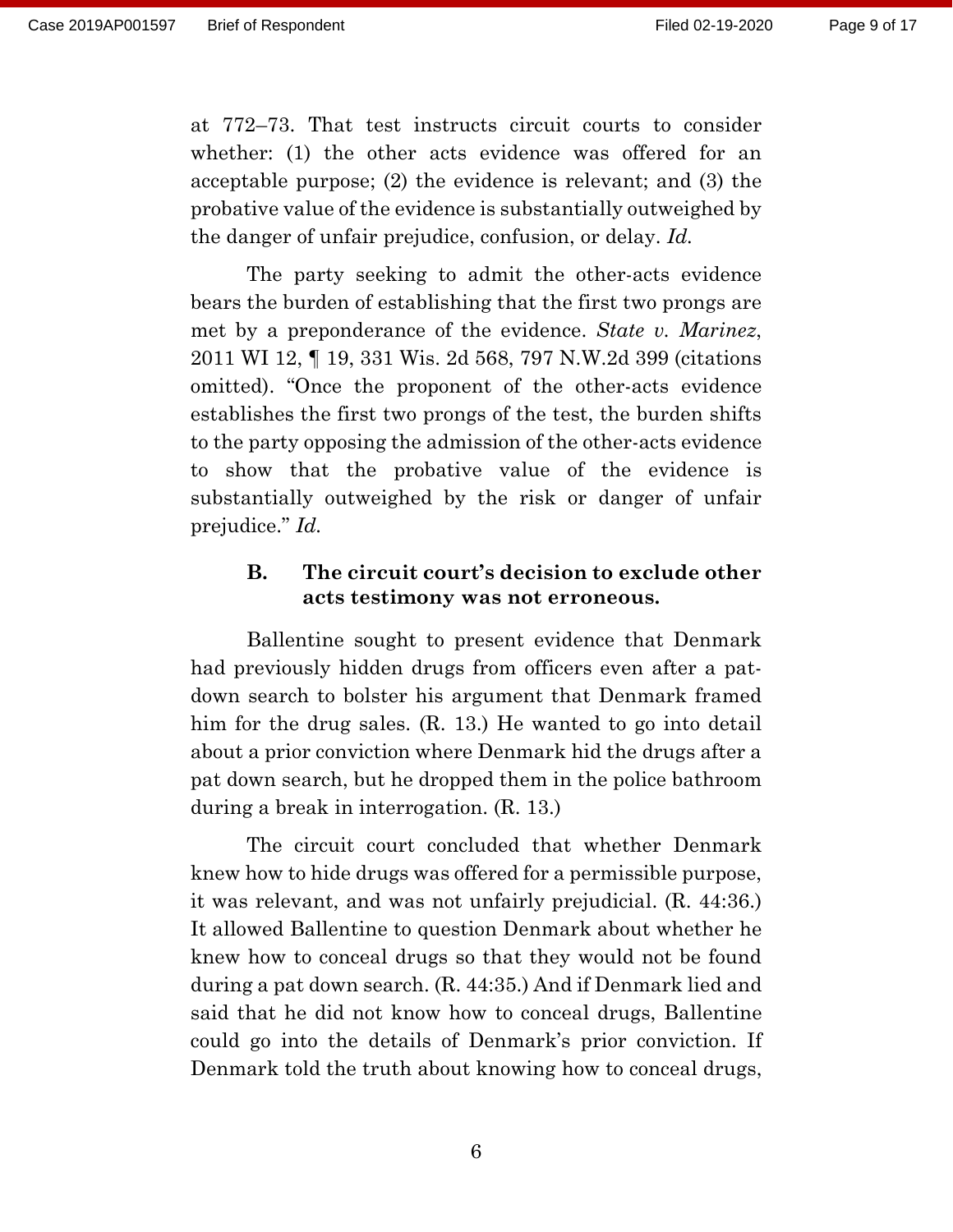at 772–73. That test instructs circuit courts to consider whether: (1) the other acts evidence was offered for an acceptable purpose; (2) the evidence is relevant; and (3) the probative value of the evidence is substantially outweighed by the danger of unfair prejudice, confusion, or delay. *Id.*

The party seeking to admit the other-acts evidence bears the burden of establishing that the first two prongs are met by a preponderance of the evidence. *State v. Marinez*, 2011 WI 12, ¶ 19, 331 Wis. 2d 568, 797 N.W.2d 399 (citations omitted). "Once the proponent of the other-acts evidence establishes the first two prongs of the test, the burden shifts to the party opposing the admission of the other-acts evidence to show that the probative value of the evidence is substantially outweighed by the risk or danger of unfair prejudice." *Id.*

### B. The circuit court's decision to exclude other acts testimony was not erroneous.

Ballentine sought to present evidence that Denmark had previously hidden drugs from officers even after a pat-down search to bolster his argument that Denmark framed him for the drug sales. (R. 13.) He wanted to go into detail about a prior conviction where Denmark hid the drugs after a pat down search, but he dropped them in the police bathroom during a break in interrogation. (R. 13.)

The circuit court concluded that whether Denmark knew how to hide drugs was offered for a permissible purpose, it was relevant, and was not unfairly prejudicial. (R. 44:36.) It allowed Ballentine to question Denmark about whether he knew how to conceal drugs so that they would not be found during a pat down search. (R. 44:35.) And if Denmark lied and said that he did not know how to conceal drugs, Ballentine could go into the details of Denmark's prior conviction. If Denmark told the truth about knowing how to conceal drugs,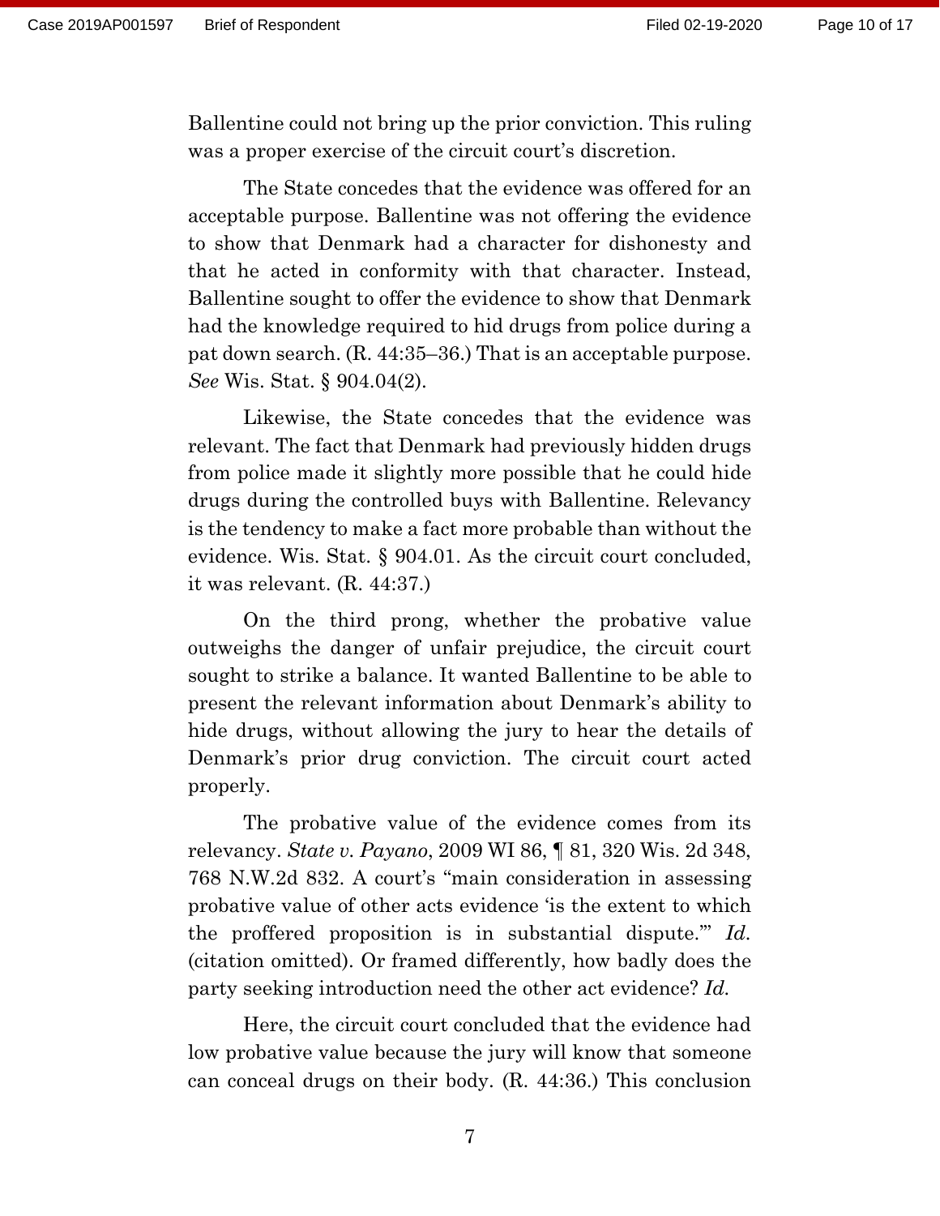Ballentine could not bring up the prior conviction. This ruling was a proper exercise of the circuit court's discretion.

The State concedes that the evidence was offered for an acceptable purpose. Ballentine was not offering the evidence to show that Denmark had a character for dishonesty and that he acted in conformity with that character. Instead, Ballentine sought to offer the evidence to show that Denmark had the knowledge required to hid drugs from police during a pat down search. (R. 44:35–36.) That is an acceptable purpose. *See* Wis. Stat. § 904.04(2).

Likewise, the State concedes that the evidence was relevant. The fact that Denmark had previously hidden drugs from police made it slightly more possible that he could hide drugs during the controlled buys with Ballentine. Relevancy is the tendency to make a fact more probable than without the evidence. Wis. Stat. § 904.01. As the circuit court concluded, it was relevant. (R. 44:37.)

On the third prong, whether the probative value outweighs the danger of unfair prejudice, the circuit court sought to strike a balance. It wanted Ballentine to be able to present the relevant information about Denmark's ability to hide drugs, without allowing the jury to hear the details of Denmark's prior drug conviction. The circuit court acted properly.

The probative value of the evidence comes from its relevancy. *State v. Payano*, 2009 WI 86, ¶ 81, 320 Wis. 2d 348, 768 N.W.2d 832. A court's "main consideration in assessing probative value of other acts evidence 'is the extent to which the proffered proposition is in substantial dispute.'" *Id.* (citation omitted). Or framed differently, how badly does the party seeking introduction need the other act evidence? *Id.*

Here, the circuit court concluded that the evidence had low probative value because the jury will know that someone can conceal drugs on their body. (R. 44:36.) This conclusion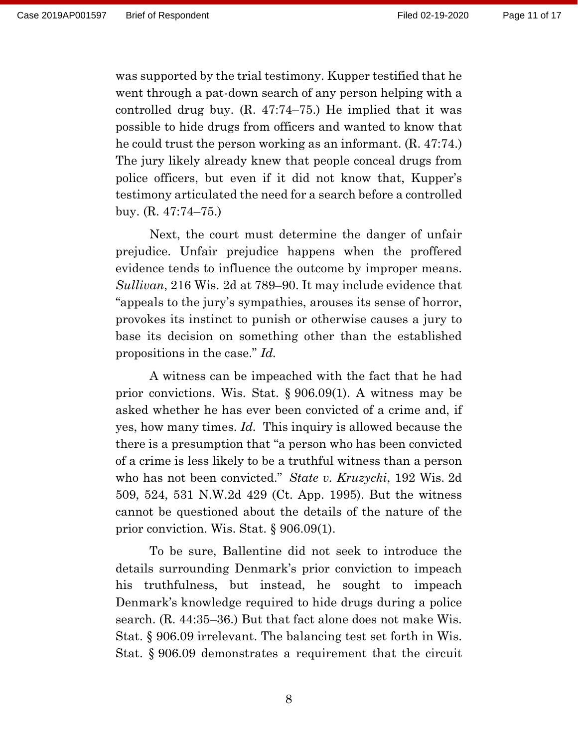was supported by the trial testimony. Kupper testified that he went through a pat-down search of any person helping with a controlled drug buy. (R. 47:74–75.) He implied that it was possible to hide drugs from officers and wanted to know that he could trust the person working as an informant. (R. 47:74.) The jury likely already knew that people conceal drugs from police officers, but even if it did not know that, Kupper's testimony articulated the need for a search before a controlled buy. (R. 47:74–75.)

Next, the court must determine the danger of unfair prejudice. Unfair prejudice happens when the proffered evidence tends to influence the outcome by improper means. *Sullivan*, 216 Wis. 2d at 789–90. It may include evidence that "appeals to the jury's sympathies, arouses its sense of horror, provokes its instinct to punish or otherwise causes a jury to base its decision on something other than the established propositions in the case." *Id.*

A witness can be impeached with the fact that he had prior convictions. Wis. Stat. § 906.09(1). A witness may be asked whether he has ever been convicted of a crime and, if yes, how many times. *Id.* This inquiry is allowed because the there is a presumption that "a person who has been convicted of a crime is less likely to be a truthful witness than a person who has not been convicted." *State v. Kruzycki*, 192 Wis. 2d 509, 524, 531 N.W.2d 429 (Ct. App. 1995). But the witness cannot be questioned about the details of the nature of the prior conviction. Wis. Stat. § 906.09(1).

To be sure, Ballentine did not seek to introduce the details surrounding Denmark's prior conviction to impeach his truthfulness, but instead, he sought to impeach Denmark's knowledge required to hide drugs during a police search. (R. 44:35–36.) But that fact alone does not make Wis. Stat. § 906.09 irrelevant. The balancing test set forth in Wis. Stat. § 906.09 demonstrates a requirement that the circuit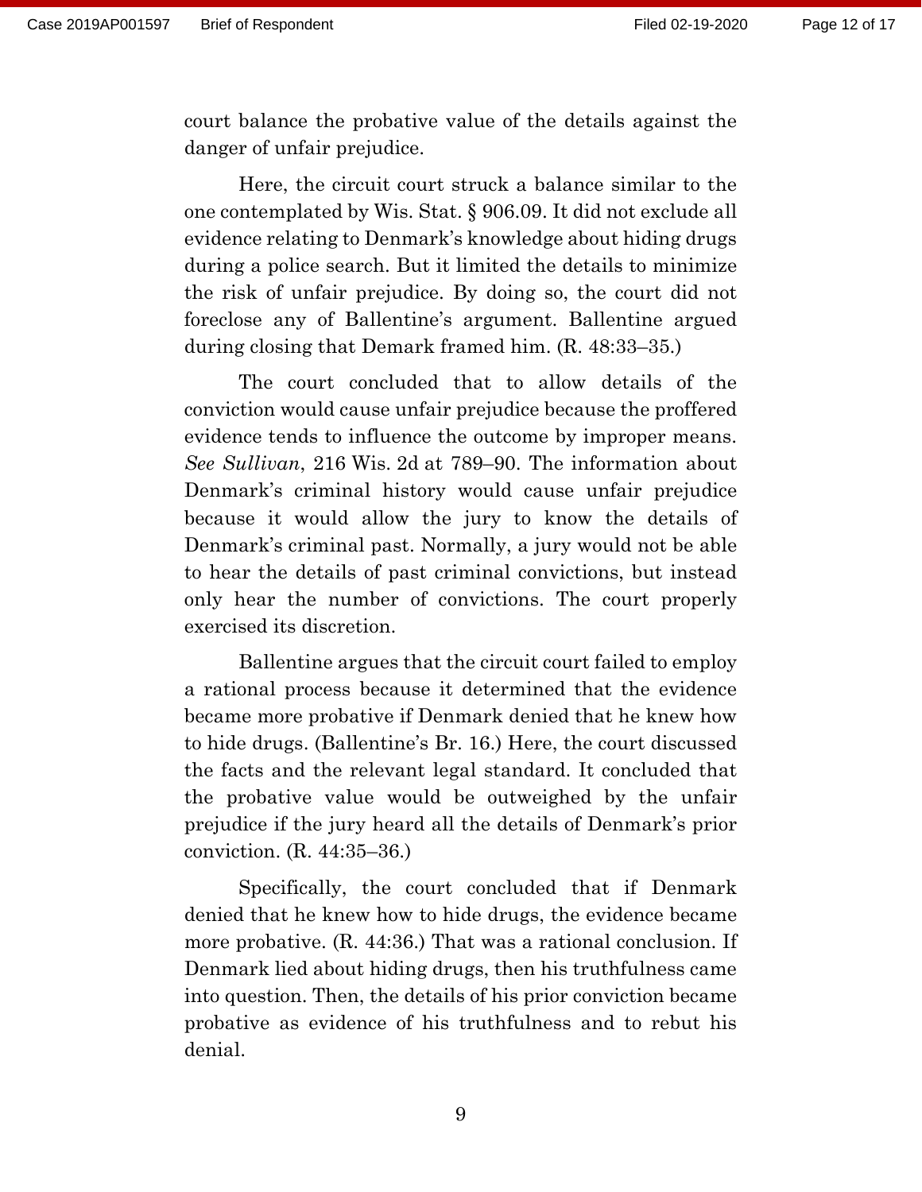court balance the probative value of the details against the danger of unfair prejudice.

Here, the circuit court struck a balance similar to the one contemplated by Wis. Stat. § 906.09. It did not exclude all evidence relating to Denmark's knowledge about hiding drugs during a police search. But it limited the details to minimize the risk of unfair prejudice. By doing so, the court did not foreclose any of Ballentine's argument. Ballentine argued during closing that Demark framed him. (R. 48:33–35.)

The court concluded that to allow details of the conviction would cause unfair prejudice because the proffered evidence tends to influence the outcome by improper means. *See Sullivan*, 216 Wis. 2d at 789–90. The information about Denmark's criminal history would cause unfair prejudice because it would allow the jury to know the details of Denmark's criminal past. Normally, a jury would not be able to hear the details of past criminal convictions, but instead only hear the number of convictions. The court properly exercised its discretion.

Ballentine argues that the circuit court failed to employ a rational process because it determined that the evidence became more probative if Denmark denied that he knew how to hide drugs. (Ballentine's Br. 16.) Here, the court discussed the facts and the relevant legal standard. It concluded that the probative value would be outweighed by the unfair prejudice if the jury heard all the details of Denmark's prior conviction. (R. 44:35–36.)

Specifically, the court concluded that if Denmark denied that he knew how to hide drugs, the evidence became more probative. (R. 44:36.) That was a rational conclusion. If Denmark lied about hiding drugs, then his truthfulness came into question. Then, the details of his prior conviction became probative as evidence of his truthfulness and to rebut his denial.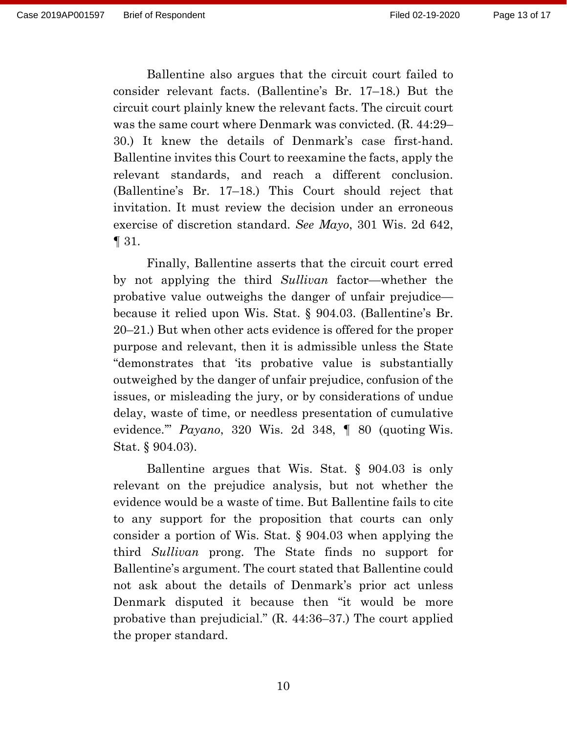Ballentine also argues that the circuit court failed to consider relevant facts. (Ballentine's Br. 17–18.) But the circuit court plainly knew the relevant facts. The circuit court was the same court where Denmark was convicted. (R. 44:29–30.) It knew the details of Denmark's case first-hand. Ballentine invites this Court to reexamine the facts, apply the relevant standards, and reach a different conclusion. (Ballentine's Br. 17–18.) This Court should reject that invitation. It must review the decision under an erroneous exercise of discretion standard. *See Mayo*, 301 Wis. 2d 642, ¶ 31.

Finally, Ballentine asserts that the circuit court erred by not applying the third *Sullivan* factor—whether the probative value outweighs the danger of unfair prejudice—because it relied upon Wis. Stat. § 904.03. (Ballentine's Br. 20–21.) But when other acts evidence is offered for the proper purpose and relevant, then it is admissible unless the State "demonstrates that 'its probative value is substantially outweighed by the danger of unfair prejudice, confusion of the issues, or misleading the jury, or by considerations of undue delay, waste of time, or needless presentation of cumulative evidence.'" *Payano*, 320 Wis. 2d 348, ¶ 80 (quoting Wis. Stat. § 904.03).

Ballentine argues that Wis. Stat. § 904.03 is only relevant on the prejudice analysis, but not whether the evidence would be a waste of time. But Ballentine fails to cite to any support for the proposition that courts can only consider a portion of Wis. Stat. § 904.03 when applying the third *Sullivan* prong. The State finds no support for Ballentine's argument. The court stated that Ballentine could not ask about the details of Denmark's prior act unless Denmark disputed it because then "it would be more probative than prejudicial." (R. 44:36–37.) The court applied the proper standard.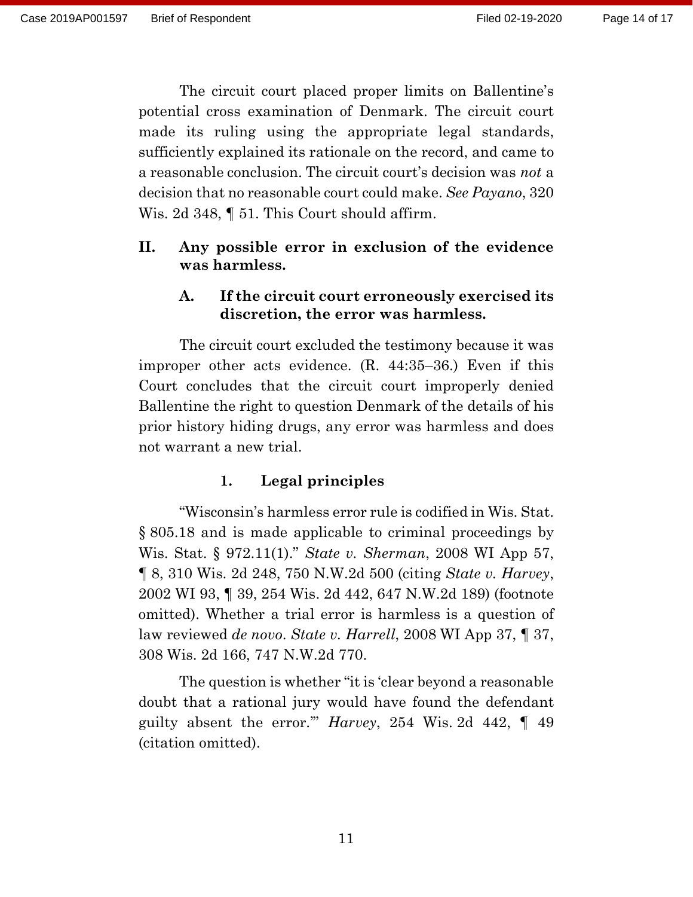The circuit court placed proper limits on Ballentine's potential cross examination of Denmark. The circuit court made its ruling using the appropriate legal standards, sufficiently explained its rationale on the record, and came to a reasonable conclusion. The circuit court's decision was *not* a decision that no reasonable court could make. *See Payano*, 320 Wis. 2d 348, ¶ 51. This Court should affirm.

## II. Any possible error in exclusion of the evidence was harmless.

### A. If the circuit court erroneously exercised its discretion, the error was harmless.

The circuit court excluded the testimony because it was improper other acts evidence. (R. 44:35–36.) Even if this Court concludes that the circuit court improperly denied Ballentine the right to question Denmark of the details of his prior history hiding drugs, any error was harmless and does not warrant a new trial.

#### 1. Legal principles

"Wisconsin's harmless error rule is codified in Wis. Stat. § 805.18 and is made applicable to criminal proceedings by Wis. Stat. § 972.11(1)." *State v. Sherman*, 2008 WI App 57, ¶ 8, 310 Wis. 2d 248, 750 N.W.2d 500 (citing *State v. Harvey*, 2002 WI 93, ¶ 39, 254 Wis. 2d 442, 647 N.W.2d 189) (footnote omitted). Whether a trial error is harmless is a question of law reviewed *de novo*. *State v. Harrell*, 2008 WI App 37, ¶ 37, 308 Wis. 2d 166, 747 N.W.2d 770.

The question is whether "it is 'clear beyond a reasonable doubt that a rational jury would have found the defendant guilty absent the error.'" *Harvey*, 254 Wis. 2d 442, ¶ 49 (citation omitted).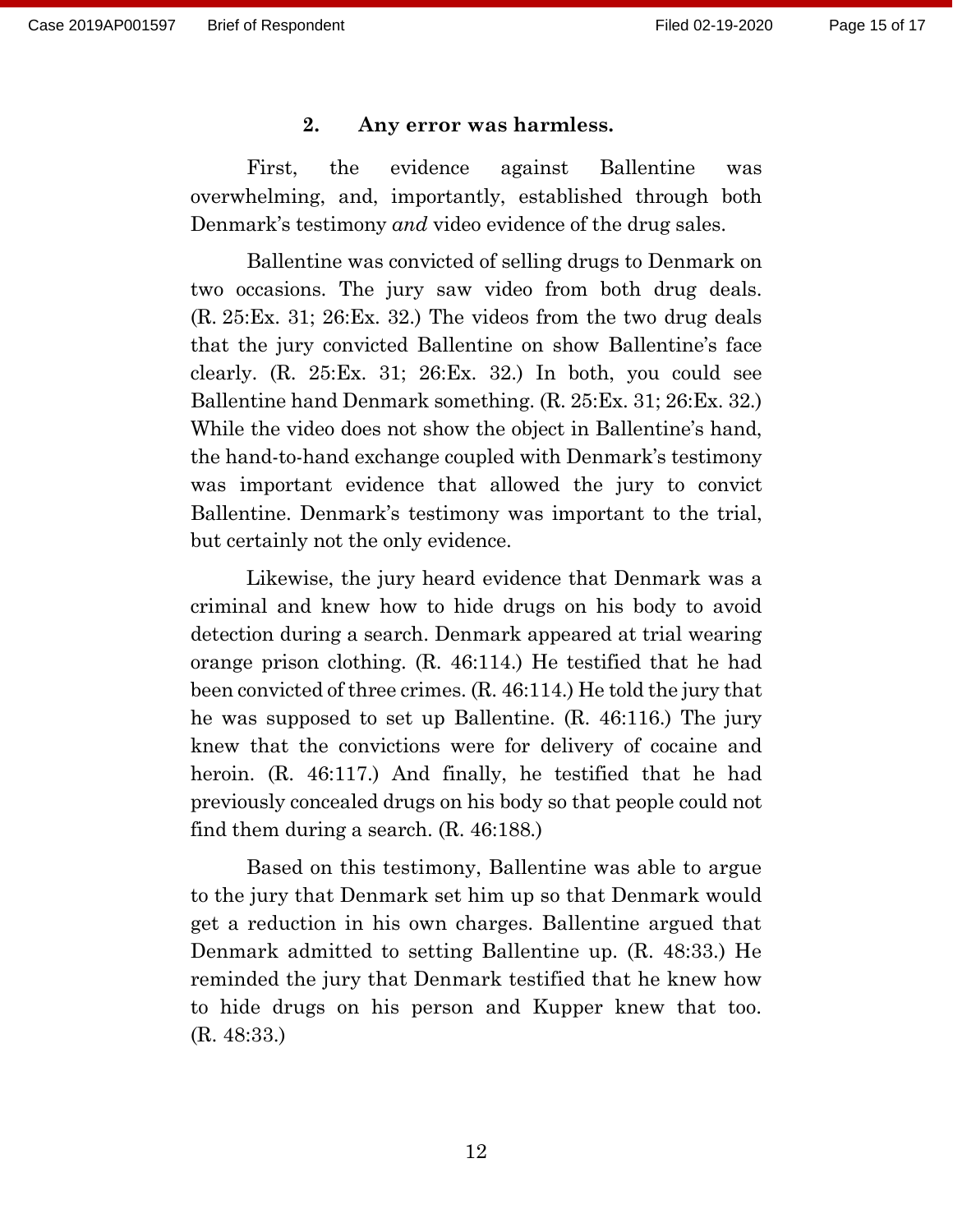### 2. Any error was harmless.

First, the evidence against Ballentine was overwhelming, and, importantly, established through both Denmark's testimony *and* video evidence of the drug sales.

Ballentine was convicted of selling drugs to Denmark on two occasions. The jury saw video from both drug deals. (R. 25:Ex. 31; 26:Ex. 32.) The videos from the two drug deals that the jury convicted Ballentine on show Ballentine's face clearly. (R. 25:Ex. 31; 26:Ex. 32.) In both, you could see Ballentine hand Denmark something. (R. 25:Ex. 31; 26:Ex. 32.) While the video does not show the object in Ballentine's hand, the hand-to-hand exchange coupled with Denmark's testimony was important evidence that allowed the jury to convict Ballentine. Denmark's testimony was important to the trial, but certainly not the only evidence.

Likewise, the jury heard evidence that Denmark was a criminal and knew how to hide drugs on his body to avoid detection during a search. Denmark appeared at trial wearing orange prison clothing. (R. 46:114.) He testified that he had been convicted of three crimes. (R. 46:114.) He told the jury that he was supposed to set up Ballentine. (R. 46:116.) The jury knew that the convictions were for delivery of cocaine and heroin. (R. 46:117.) And finally, he testified that he had previously concealed drugs on his body so that people could not find them during a search. (R. 46:188.)

Based on this testimony, Ballentine was able to argue to the jury that Denmark set him up so that Denmark would get a reduction in his own charges. Ballentine argued that Denmark admitted to setting Ballentine up. (R. 48:33.) He reminded the jury that Denmark testified that he knew how to hide drugs on his person and Kupper knew that too. (R. 48:33.)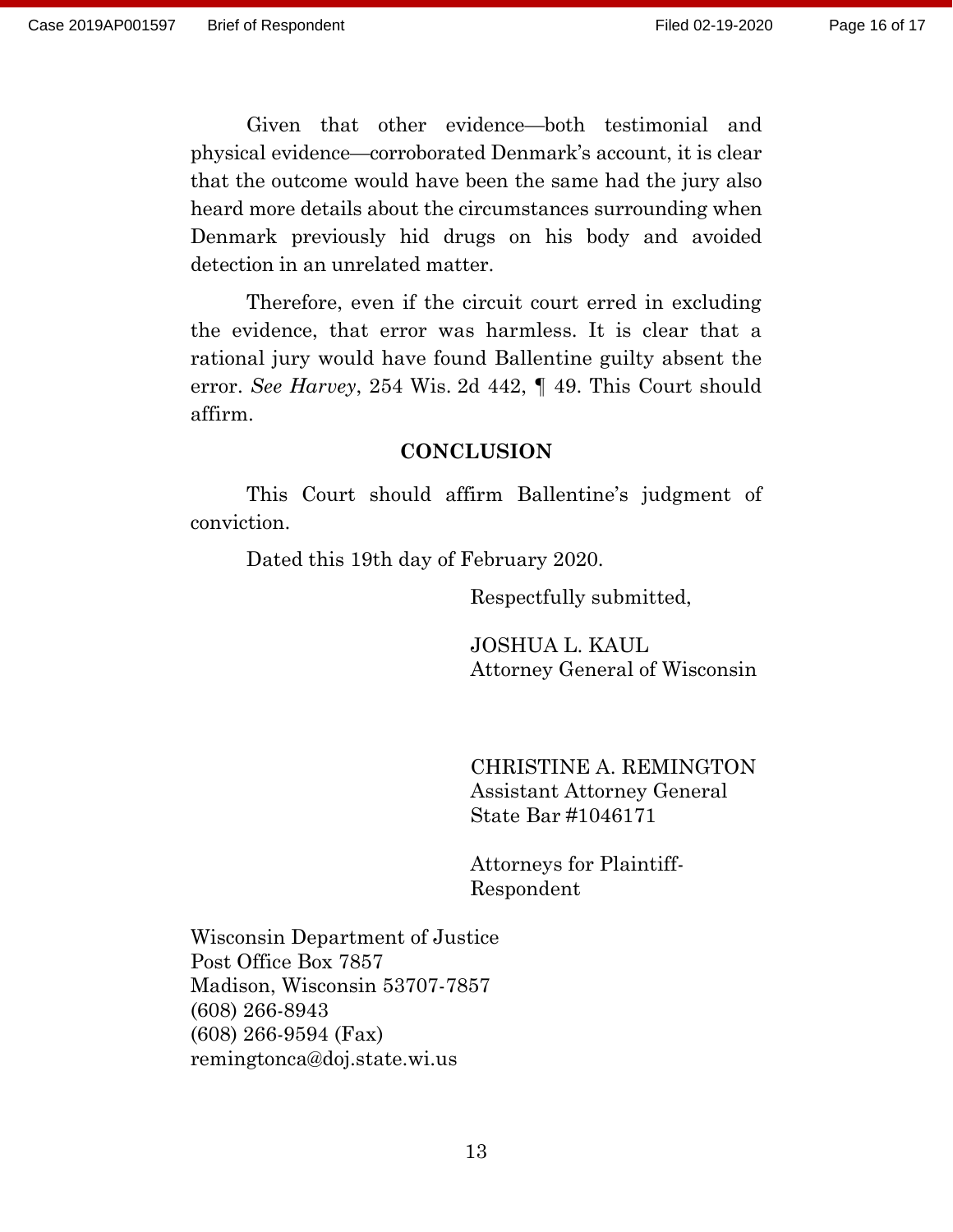Given that other evidence—both testimonial and physical evidence—corroborated Denmark's account, it is clear that the outcome would have been the same had the jury also heard more details about the circumstances surrounding when Denmark previously hid drugs on his body and avoided detection in an unrelated matter.

Therefore, even if the circuit court erred in excluding the evidence, that error was harmless. It is clear that a rational jury would have found Ballentine guilty absent the error. *See Harvey*, 254 Wis. 2d 442, ¶ 49. This Court should affirm.

## CONCLUSION

This Court should affirm Ballentine's judgment of conviction.

Dated this 19th day of February 2020.

Respectfully submitted,

JOSHUA L. KAUL
Attorney General of Wisconsin

CHRISTINE A. REMINGTON
Assistant Attorney General
State Bar #1046171

Attorneys for Plaintiff-Respondent

Wisconsin Department of Justice
Post Office Box 7857
Madison, Wisconsin 53707-7857
(608) 266-8943
(608) 266-9594 (Fax)
remingtonca@doj.state.wi.us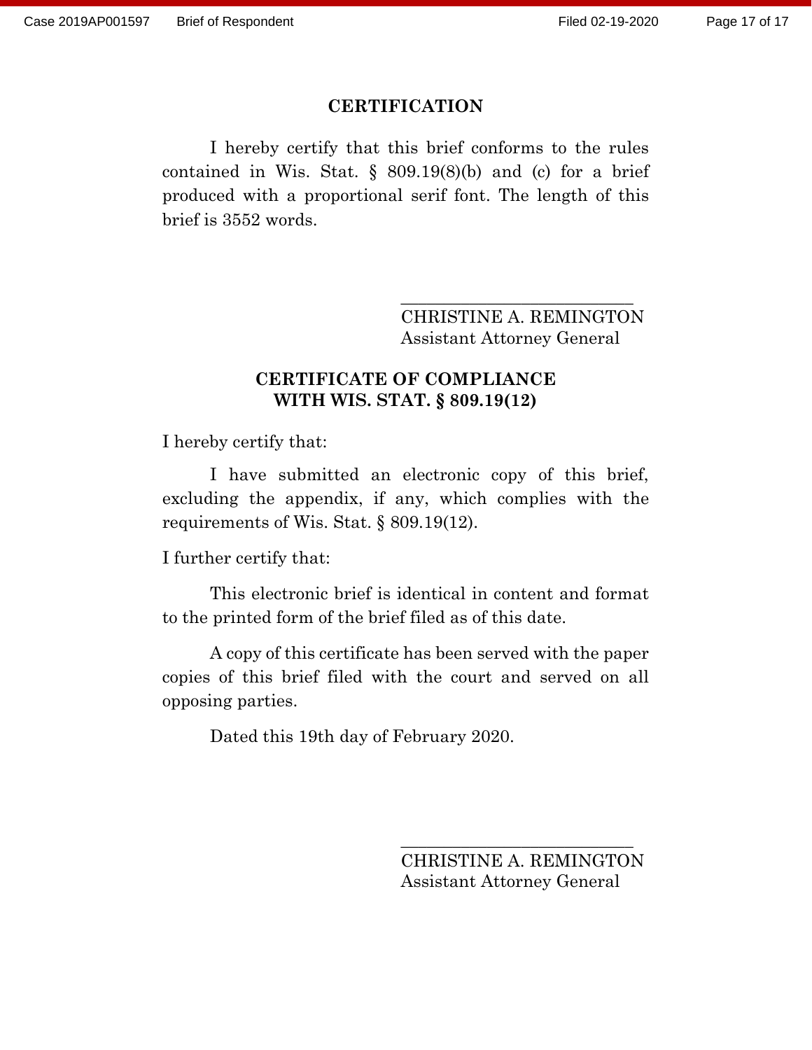## CERTIFICATION

I hereby certify that this brief conforms to the rules contained in Wis. Stat. § 809.19(8)(b) and (c) for a brief produced with a proportional serif font. The length of this brief is 3552 words.

\_\_\_\_\_\_\_\_\_\_\_\_\_\_\_\_\_\_\_\_\_\_\_\_\_\_\_\_
CHRISTINE A. REMINGTON
Assistant Attorney General

## CERTIFICATE OF COMPLIANCE WITH WIS. STAT. § 809.19(12)

I hereby certify that:

I have submitted an electronic copy of this brief, excluding the appendix, if any, which complies with the requirements of Wis. Stat. § 809.19(12).

I further certify that:

This electronic brief is identical in content and format to the printed form of the brief filed as of this date.

A copy of this certificate has been served with the paper copies of this brief filed with the court and served on all opposing parties.

Dated this 19th day of February 2020.

\_\_\_\_\_\_\_\_\_\_\_\_\_\_\_\_\_\_\_\_\_\_\_\_\_\_\_\_
CHRISTINE A. REMINGTON
Assistant Attorney General